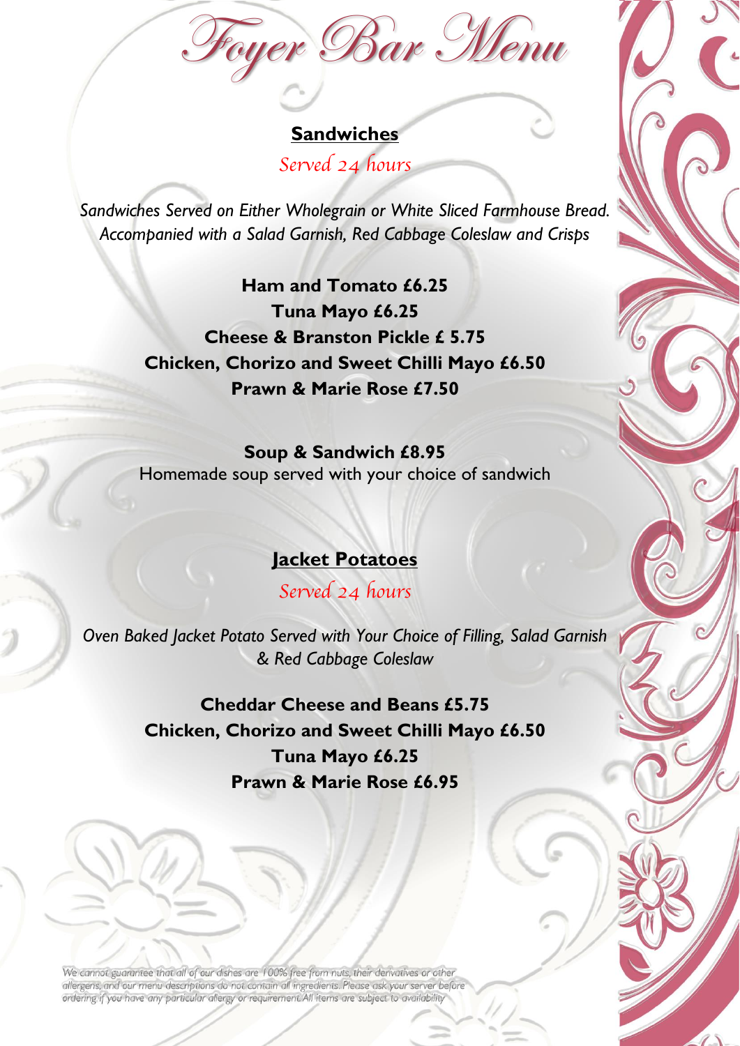# Foyer Bar Menu

## Sandwiches

*Served 24 hours*

*Sandwiches Served on Either Wholegrain or White Sliced Farmhouse Bread. Accompanied with a Salad Garnish, Red Cabbage Coleslaw and Crisps*

**Ham and Tomato £6.25**
**Tuna Mayo £6.25**
**Cheese & Branston Pickle £ 5.75**
**Chicken, Chorizo and Sweet Chilli Mayo £6.50**
**Prawn & Marie Rose £7.50**

**Soup & Sandwich £8.95**
Homemade soup served with your choice of sandwich

## Jacket Potatoes

*Served 24 hours*

*Oven Baked Jacket Potato Served with Your Choice of Filling, Salad Garnish & Red Cabbage Coleslaw*

**Cheddar Cheese and Beans £5.75**
**Chicken, Chorizo and Sweet Chilli Mayo £6.50**
**Tuna Mayo £6.25**
**Prawn & Marie Rose £6.95**

*We cannot guarantee that all of our dishes are 100% free from nuts, their derivatives or other allergens, and our menu descriptions do not contain all ingredients. Please ask your server before ordering if you have any particular allergy or requirement. All items are subject to availability*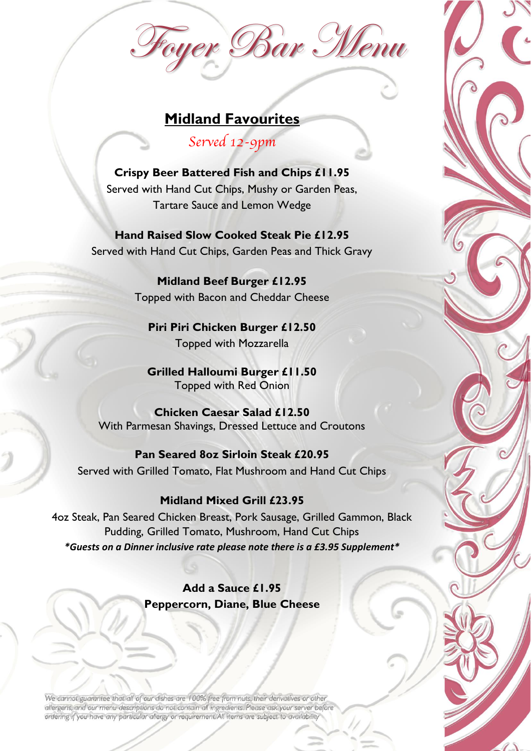# Foyer Bar Menu

## Midland Favourites

*Served 12-9pm*

**Crispy Beer Battered Fish and Chips £11.95**
Served with Hand Cut Chips, Mushy or Garden Peas, Tartare Sauce and Lemon Wedge

**Hand Raised Slow Cooked Steak Pie £12.95**
Served with Hand Cut Chips, Garden Peas and Thick Gravy

**Midland Beef Burger £12.95**
Topped with Bacon and Cheddar Cheese

**Piri Piri Chicken Burger £12.50**
Topped with Mozzarella

**Grilled Halloumi Burger £11.50**
Topped with Red Onion

**Chicken Caesar Salad £12.50**
With Parmesan Shavings, Dressed Lettuce and Croutons

**Pan Seared 8oz Sirloin Steak £20.95**
Served with Grilled Tomato, Flat Mushroom and Hand Cut Chips

**Midland Mixed Grill £23.95**
4oz Steak, Pan Seared Chicken Breast, Pork Sausage, Grilled Gammon, Black Pudding, Grilled Tomato, Mushroom, Hand Cut Chips
***Guests on a Dinner inclusive rate please note there is a £3.95 Supplement***

**Add a Sauce £1.95**
**Peppercorn, Diane, Blue Cheese**

*We cannot guarantee that all of our dishes are 100% free from nuts, their derivatives or other allergens, and our menu descriptions do not contain all ingredients. Please ask your server before ordering if you have any particular allergy or requirement. All items are subject to availability*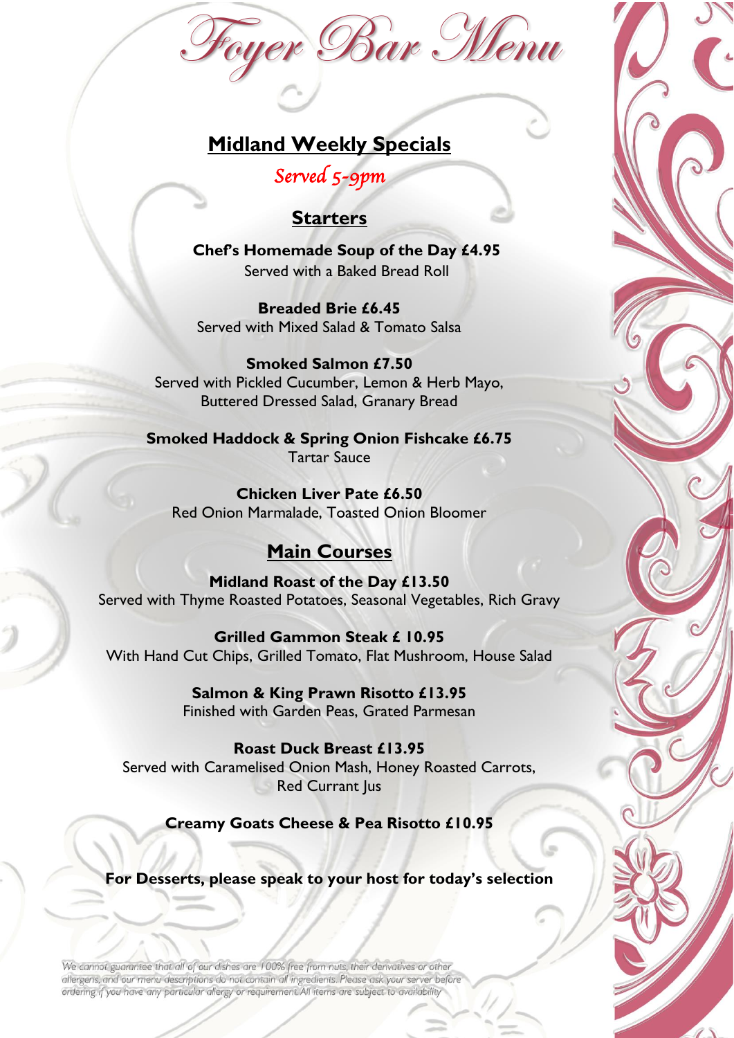# Foyer Bar Menu

## Midland Weekly Specials

*Served 5-9pm*

### Starters

**Chef's Homemade Soup of the Day £4.95**
Served with a Baked Bread Roll

**Breaded Brie £6.45**
Served with Mixed Salad & Tomato Salsa

**Smoked Salmon £7.50**
Served with Pickled Cucumber, Lemon & Herb Mayo, Buttered Dressed Salad, Granary Bread

**Smoked Haddock & Spring Onion Fishcake £6.75**
Tartar Sauce

**Chicken Liver Pate £6.50**
Red Onion Marmalade, Toasted Onion Bloomer

### Main Courses

**Midland Roast of the Day £13.50**
Served with Thyme Roasted Potatoes, Seasonal Vegetables, Rich Gravy

**Grilled Gammon Steak £ 10.95**
With Hand Cut Chips, Grilled Tomato, Flat Mushroom, House Salad

**Salmon & King Prawn Risotto £13.95**
Finished with Garden Peas, Grated Parmesan

**Roast Duck Breast £13.95**
Served with Caramelised Onion Mash, Honey Roasted Carrots, Red Currant Jus

**Creamy Goats Cheese & Pea Risotto £10.95**

**For Desserts, please speak to your host for today's selection**

*We cannot guarantee that all of our dishes are 100% free from nuts, their derivatives or other allergens, and our menu descriptions do not contain all ingredients. Please ask your server before ordering if you have any particular allergy or requirement. All items are subject to availability*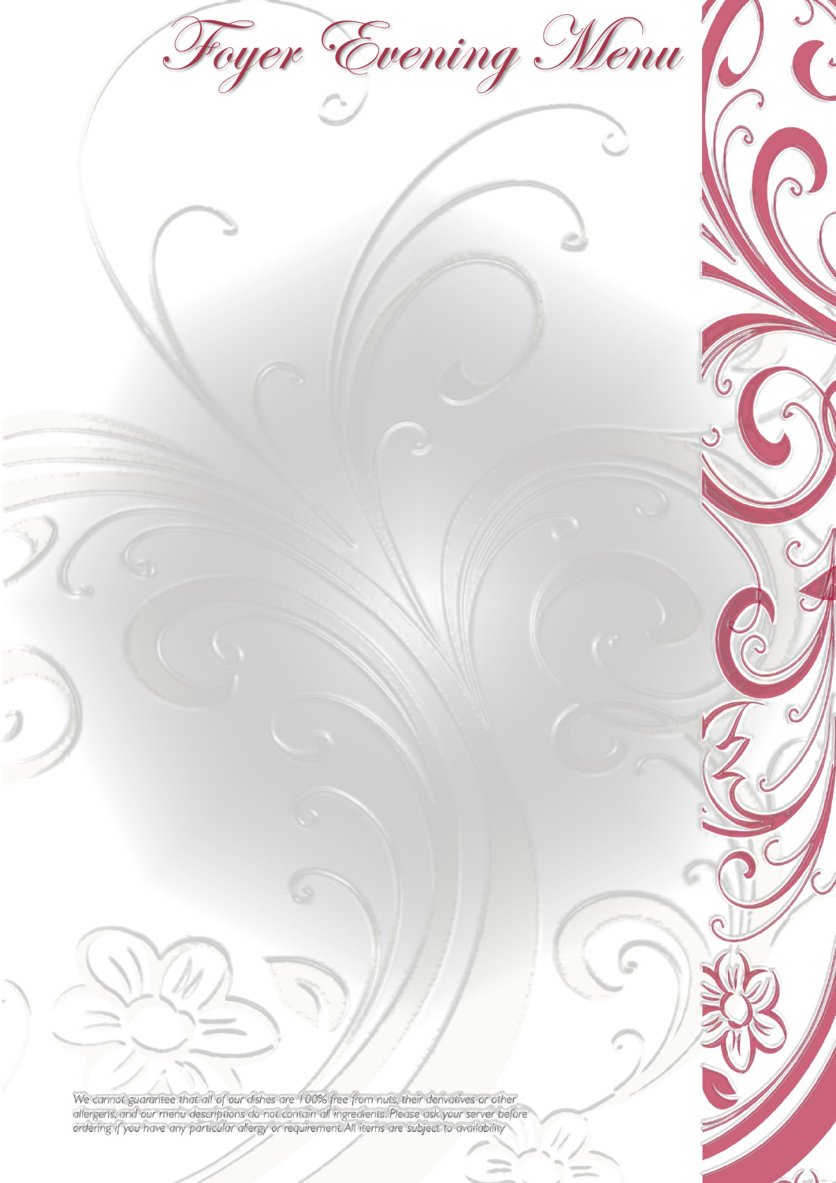# Foyer Evening Menu

*We cannot guarantee that all of our dishes are 100% free from nuts, their derivatives or other allergens, and our menu descriptions do not contain all ingredients. Please ask your server before ordering if you have any particular allergy or requirement. All items are subject to availability*